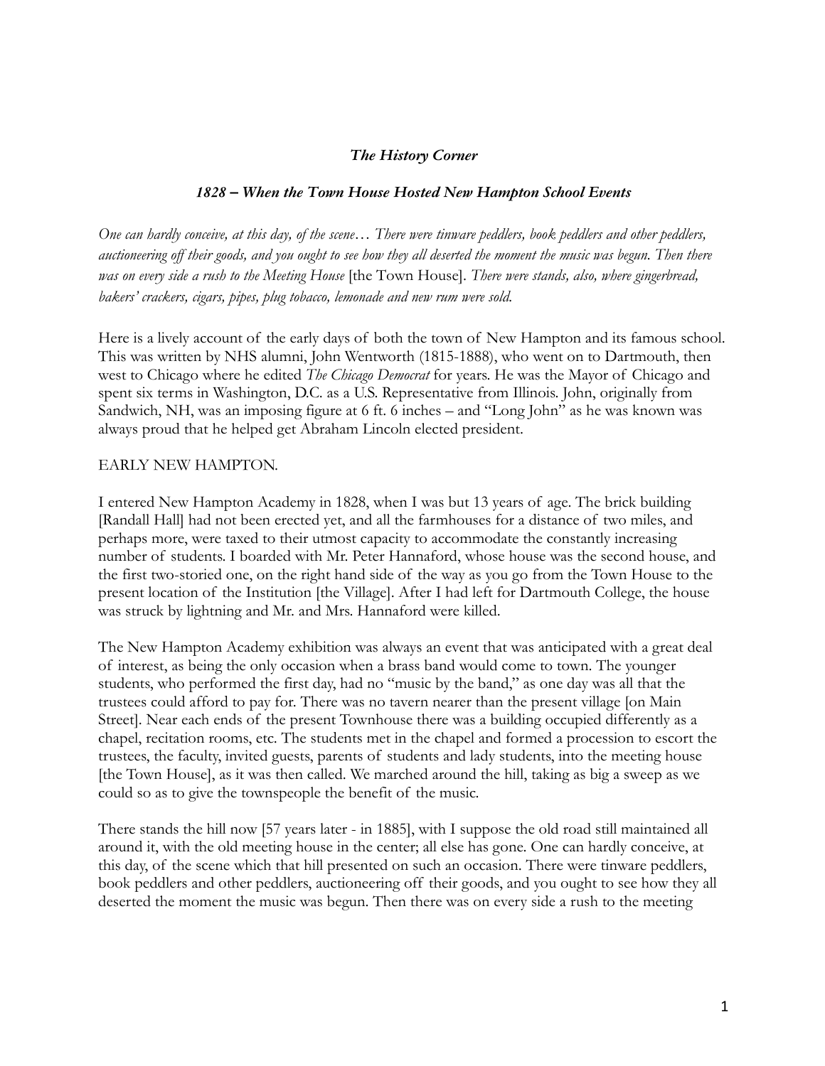***The History Corner***

***1828 – When the Town House Hosted New Hampton School Events***

*One can hardly conceive, at this day, of the scene… There were tinware peddlers, book peddlers and other peddlers, auctioneering off their goods, and you ought to see how they all deserted the moment the music was begun. Then there was on every side a rush to the Meeting House* [the Town House]. *There were stands, also, where gingerbread, bakers' crackers, cigars, pipes, plug tobacco, lemonade and new rum were sold.*

Here is a lively account of the early days of both the town of New Hampton and its famous school. This was written by NHS alumni, John Wentworth (1815-1888), who went on to Dartmouth, then west to Chicago where he edited *The Chicago Democrat* for years. He was the Mayor of Chicago and spent six terms in Washington, D.C. as a U.S. Representative from Illinois. John, originally from Sandwich, NH, was an imposing figure at 6 ft. 6 inches – and "Long John" as he was known was always proud that he helped get Abraham Lincoln elected president.

EARLY NEW HAMPTON.

I entered New Hampton Academy in 1828, when I was but 13 years of age. The brick building [Randall Hall] had not been erected yet, and all the farmhouses for a distance of two miles, and perhaps more, were taxed to their utmost capacity to accommodate the constantly increasing number of students. I boarded with Mr. Peter Hannaford, whose house was the second house, and the first two-storied one, on the right hand side of the way as you go from the Town House to the present location of the Institution [the Village]. After I had left for Dartmouth College, the house was struck by lightning and Mr. and Mrs. Hannaford were killed.

The New Hampton Academy exhibition was always an event that was anticipated with a great deal of interest, as being the only occasion when a brass band would come to town. The younger students, who performed the first day, had no "music by the band," as one day was all that the trustees could afford to pay for. There was no tavern nearer than the present village [on Main Street]. Near each ends of the present Townhouse there was a building occupied differently as a chapel, recitation rooms, etc. The students met in the chapel and formed a procession to escort the trustees, the faculty, invited guests, parents of students and lady students, into the meeting house [the Town House], as it was then called. We marched around the hill, taking as big a sweep as we could so as to give the townspeople the benefit of the music.

There stands the hill now [57 years later - in 1885], with I suppose the old road still maintained all around it, with the old meeting house in the center; all else has gone. One can hardly conceive, at this day, of the scene which that hill presented on such an occasion. There were tinware peddlers, book peddlers and other peddlers, auctioneering off their goods, and you ought to see how they all deserted the moment the music was begun. Then there was on every side a rush to the meeting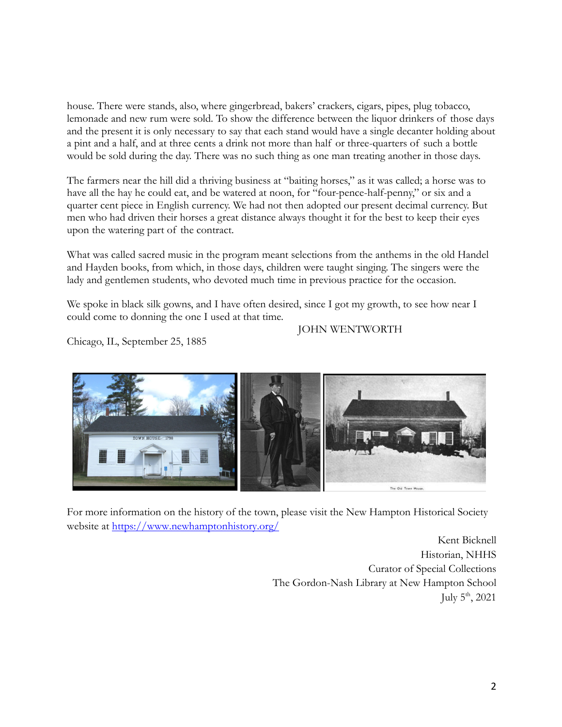house. There were stands, also, where gingerbread, bakers' crackers, cigars, pipes, plug tobacco, lemonade and new rum were sold. To show the difference between the liquor drinkers of those days and the present it is only necessary to say that each stand would have a single decanter holding about a pint and a half, and at three cents a drink not more than half or three-quarters of such a bottle would be sold during the day. There was no such thing as one man treating another in those days.

The farmers near the hill did a thriving business at "baiting horses," as it was called; a horse was to have all the hay he could eat, and be watered at noon, for "four-pence-half-penny," or six and a quarter cent piece in English currency. We had not then adopted our present decimal currency. But men who had driven their horses a great distance always thought it for the best to keep their eyes upon the watering part of the contract.

What was called sacred music in the program meant selections from the anthems in the old Handel and Hayden books, from which, in those days, children were taught singing. The singers were the lady and gentlemen students, who devoted much time in previous practice for the occasion.

We spoke in black silk gowns, and I have often desired, since I got my growth, to see how near I could come to donning the one I used at that time.

JOHN WENTWORTH

Chicago, IL, September 25, 1885

For more information on the history of the town, please visit the New Hampton Historical Society website at https://www.newhamptonhistory.org/

Kent Bicknell
Historian, NHHS
Curator of Special Collections
The Gordon-Nash Library at New Hampton School
July 5th, 2021